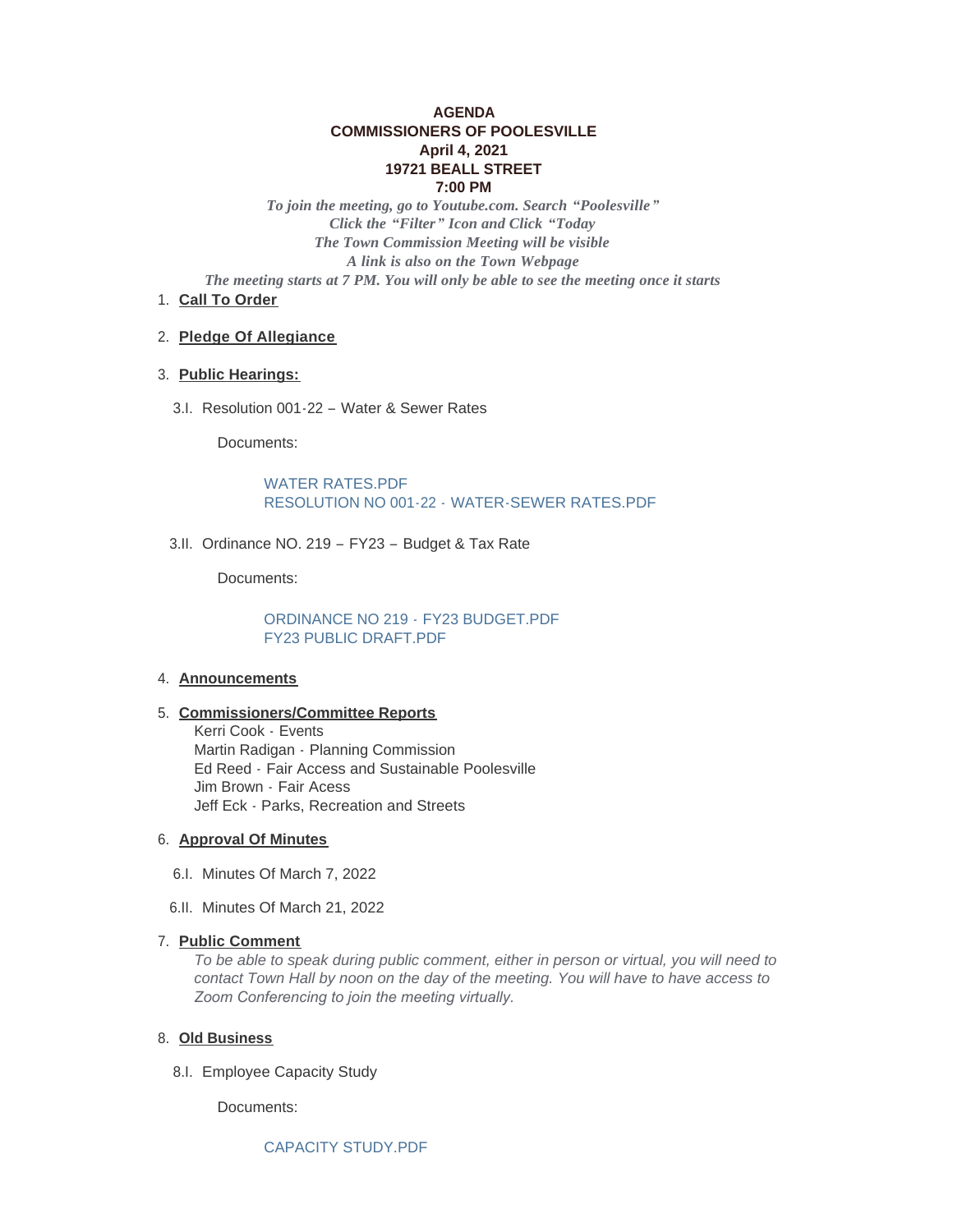**AGENDA**
**COMMISSIONERS OF POOLESVILLE**
**April 4, 2021**
**19721 BEALL STREET**
**7:00 PM**

*To join the meeting, go to Youtube.com. Search "Poolesville"*
*Click the "Filter" Icon and Click "Today*
*The Town Commission Meeting will be visible*
*A link is also on the Town Webpage*
*The meeting starts at 7 PM. You will only be able to see the meeting once it starts*

1. **Call To Order**

2. **Pledge Of Allegiance**

3. **Public Hearings:**

   3.I. Resolution 001-22 – Water & Sewer Rates

   Documents:

   WATER RATES.PDF
   RESOLUTION NO 001-22 - WATER-SEWER RATES.PDF

   3.II. Ordinance NO. 219 – FY23 – Budget & Tax Rate

   Documents:

   ORDINANCE NO 219 - FY23 BUDGET.PDF
   FY23 PUBLIC DRAFT.PDF

4. **Announcements**

5. **Commissioners/Committee Reports**
   Kerri Cook - Events
   Martin Radigan - Planning Commission
   Ed Reed - Fair Access and Sustainable Poolesville
   Jim Brown - Fair Acess
   Jeff Eck - Parks, Recreation and Streets

6. **Approval Of Minutes**

   6.I. Minutes Of March 7, 2022

   6.II. Minutes Of March 21, 2022

7. **Public Comment**
   *To be able to speak during public comment, either in person or virtual, you will need to contact Town Hall by noon on the day of the meeting. You will have to have access to Zoom Conferencing to join the meeting virtually.*

8. **Old Business**

   8.I. Employee Capacity Study

   Documents:

   CAPACITY STUDY.PDF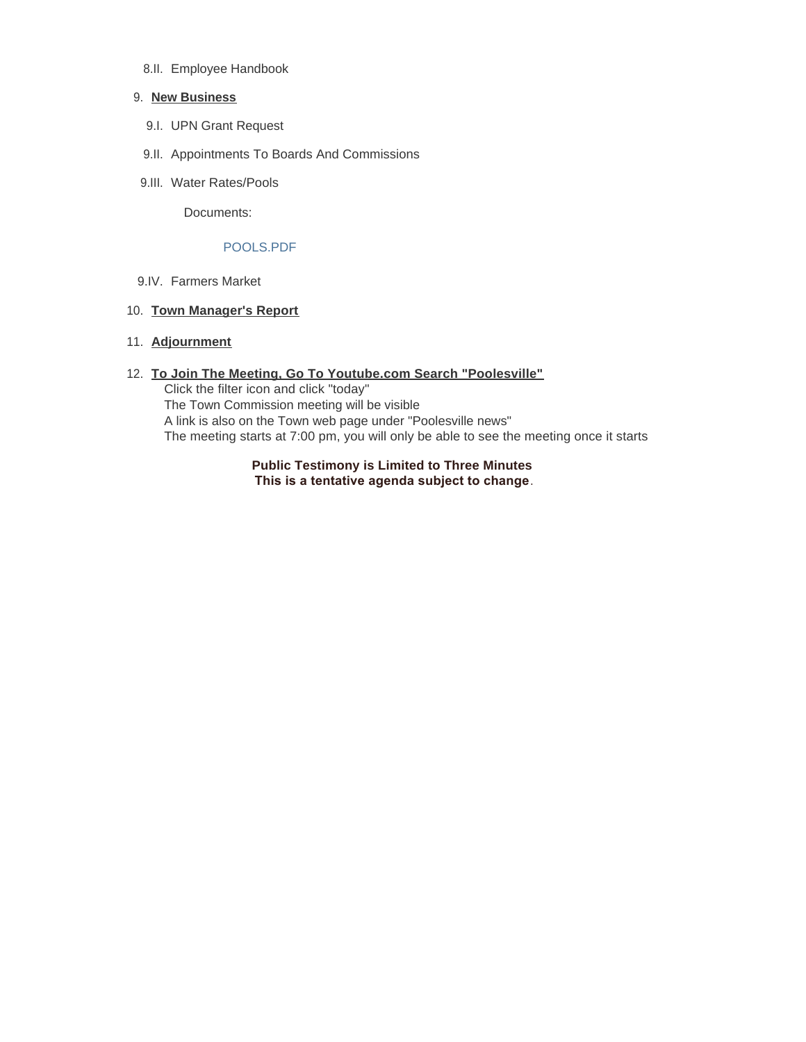8.II. Employee Handbook

9. **New Business**

9.I. UPN Grant Request

9.II. Appointments To Boards And Commissions

9.III. Water Rates/Pools

Documents:

POOLS.PDF

9.IV. Farmers Market

10. **Town Manager's Report**

11. **Adjournment**

12. **To Join The Meeting, Go To Youtube.com Search "Poolesville"**
    Click the filter icon and click "today"
    The Town Commission meeting will be visible
    A link is also on the Town web page under "Poolesville news"
    The meeting starts at 7:00 pm, you will only be able to see the meeting once it starts

**Public Testimony is Limited to Three Minutes**
**This is a tentative agenda subject to change**.